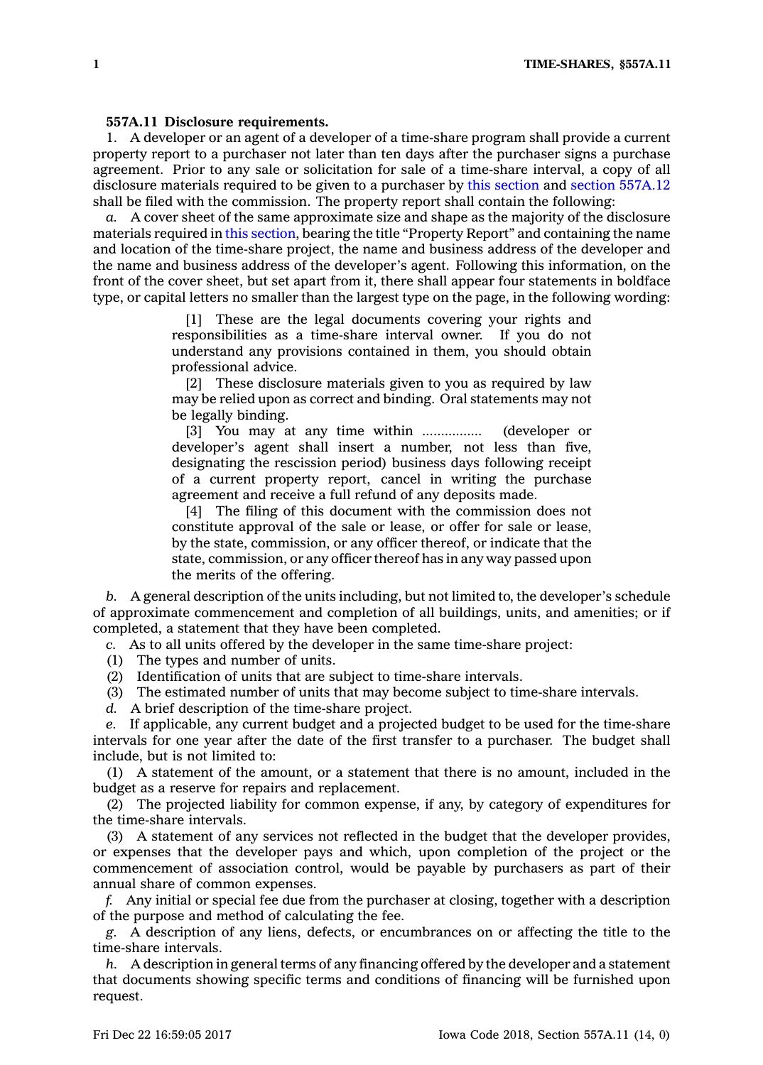**557A.11 Disclosure requirements.**

1. A developer or an agent of a developer of a time-share program shall provide a current property report to a purchaser not later than ten days after the purchaser signs a purchase agreement. Prior to any sale or solicitation for sale of a time-share interval, a copy of all disclosure materials required to be given to a purchaser by this section and section 557A.12 shall be filed with the commission. The property report shall contain the following:

*a.* A cover sheet of the same approximate size and shape as the majority of the disclosure materials required in this section, bearing the title "Property Report" and containing the name and location of the time-share project, the name and business address of the developer and the name and business address of the developer's agent. Following this information, on the front of the cover sheet, but set apart from it, there shall appear four statements in boldface type, or capital letters no smaller than the largest type on the page, in the following wording:

> [1] These are the legal documents covering your rights and responsibilities as a time-share interval owner. If you do not understand any provisions contained in them, you should obtain professional advice.
>
> [2] These disclosure materials given to you as required by law may be relied upon as correct and binding. Oral statements may not be legally binding.
>
> [3] You may at any time within ................ (developer or developer's agent shall insert a number, not less than five, designating the rescission period) business days following receipt of a current property report, cancel in writing the purchase agreement and receive a full refund of any deposits made.
>
> [4] The filing of this document with the commission does not constitute approval of the sale or lease, or offer for sale or lease, by the state, commission, or any officer thereof, or indicate that the state, commission, or any officer thereof has in any way passed upon the merits of the offering.

*b.* A general description of the units including, but not limited to, the developer's schedule of approximate commencement and completion of all buildings, units, and amenities; or if completed, a statement that they have been completed.

*c.* As to all units offered by the developer in the same time-share project:

(1) The types and number of units.

(2) Identification of units that are subject to time-share intervals.

(3) The estimated number of units that may become subject to time-share intervals.

*d.* A brief description of the time-share project.

*e.* If applicable, any current budget and a projected budget to be used for the time-share intervals for one year after the date of the first transfer to a purchaser. The budget shall include, but is not limited to:

(1) A statement of the amount, or a statement that there is no amount, included in the budget as a reserve for repairs and replacement.

(2) The projected liability for common expense, if any, by category of expenditures for the time-share intervals.

(3) A statement of any services not reflected in the budget that the developer provides, or expenses that the developer pays and which, upon completion of the project or the commencement of association control, would be payable by purchasers as part of their annual share of common expenses.

*f.* Any initial or special fee due from the purchaser at closing, together with a description of the purpose and method of calculating the fee.

*g.* A description of any liens, defects, or encumbrances on or affecting the title to the time-share intervals.

*h.* A description in general terms of any financing offered by the developer and a statement that documents showing specific terms and conditions of financing will be furnished upon request.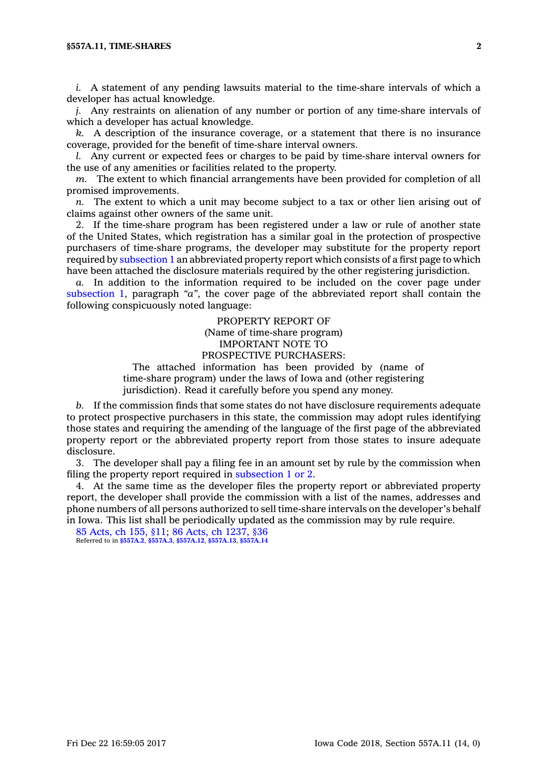*i.* A statement of any pending lawsuits material to the time-share intervals of which a developer has actual knowledge.

*j.* Any restraints on alienation of any number or portion of any time-share intervals of which a developer has actual knowledge.

*k.* A description of the insurance coverage, or a statement that there is no insurance coverage, provided for the benefit of time-share interval owners.

*l.* Any current or expected fees or charges to be paid by time-share interval owners for the use of any amenities or facilities related to the property.

*m.* The extent to which financial arrangements have been provided for completion of all promised improvements.

*n.* The extent to which a unit may become subject to a tax or other lien arising out of claims against other owners of the same unit.

2. If the time-share program has been registered under a law or rule of another state of the United States, which registration has a similar goal in the protection of prospective purchasers of time-share programs, the developer may substitute for the property report required by subsection 1 an abbreviated property report which consists of a first page to which have been attached the disclosure materials required by the other registering jurisdiction.

*a.* In addition to the information required to be included on the cover page under subsection 1, paragraph *"a"*, the cover page of the abbreviated report shall contain the following conspicuously noted language:

PROPERTY REPORT OF
(Name of time-share program)
IMPORTANT NOTE TO
PROSPECTIVE PURCHASERS:

The attached information has been provided by (name of time-share program) under the laws of Iowa and (other registering jurisdiction). Read it carefully before you spend any money.

*b.* If the commission finds that some states do not have disclosure requirements adequate to protect prospective purchasers in this state, the commission may adopt rules identifying those states and requiring the amending of the language of the first page of the abbreviated property report or the abbreviated property report from those states to insure adequate disclosure.

3. The developer shall pay a filing fee in an amount set by rule by the commission when filing the property report required in subsection 1 or 2.

4. At the same time as the developer files the property report or abbreviated property report, the developer shall provide the commission with a list of the names, addresses and phone numbers of all persons authorized to sell time-share intervals on the developer's behalf in Iowa. This list shall be periodically updated as the commission may by rule require.

85 Acts, ch 155, §11; 86 Acts, ch 1237, §36
Referred to in **§557A.2**, **§557A.3**, **§557A.12**, **§557A.13**, **§557A.14**